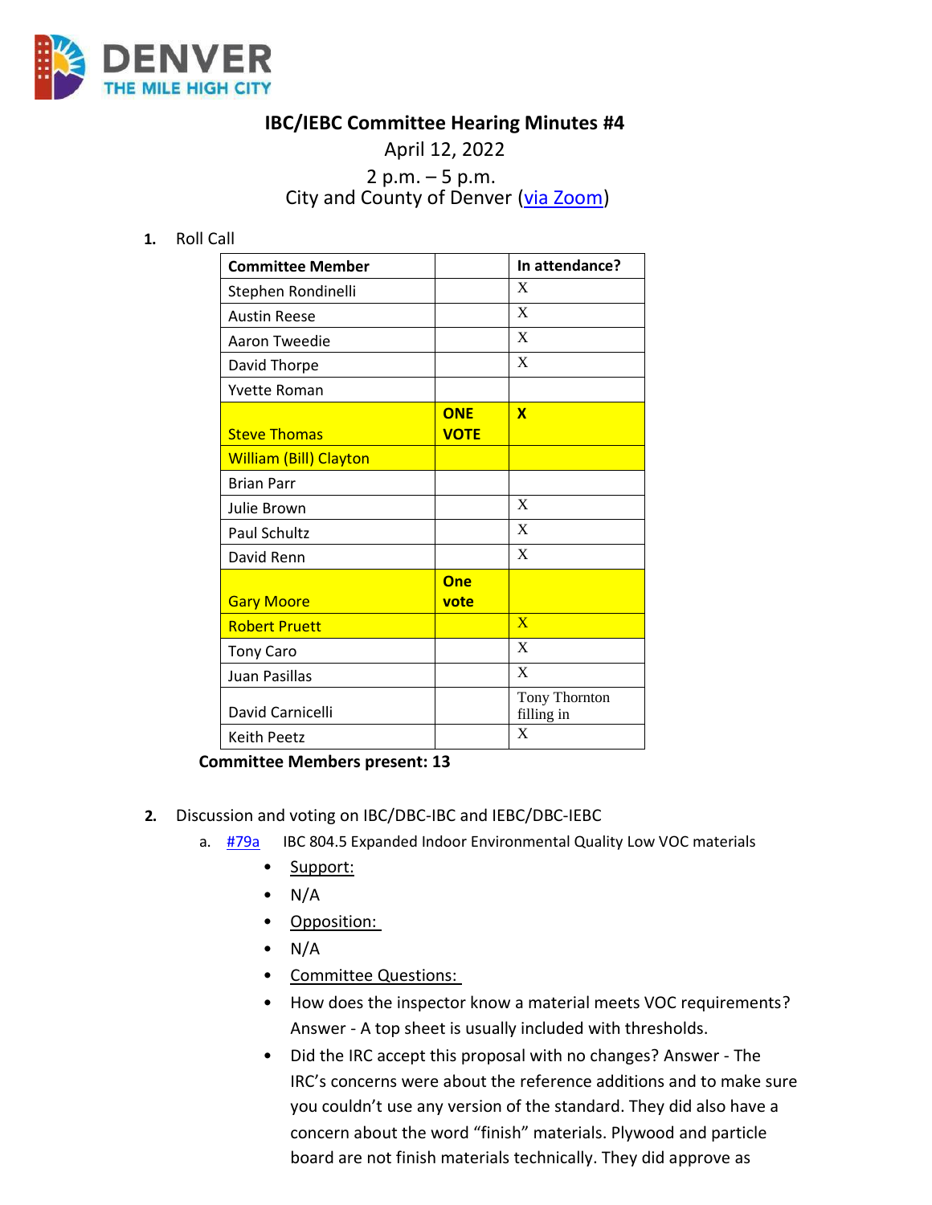DENVER
THE MILE HIGH CITY

# IBC/IEBC Committee Hearing Minutes #4

April 12, 2022

2 p.m. – 5 p.m.

City and County of Denver (via Zoom)

1. Roll Call

| Committee Member | | In attendance? |
|---|---|---|
| Stephen Rondinelli | | X |
| Austin Reese | | X |
| Aaron Tweedie | | X |
| David Thorpe | | X |
| Yvette Roman | | |
| Steve Thomas | **ONE VOTE** | **X** |
| William (Bill) Clayton | | |
| Brian Parr | | |
| Julie Brown | | X |
| Paul Schultz | | X |
| David Renn | | X |
| Gary Moore | **One vote** | |
| Robert Pruett | | X |
| Tony Caro | | X |
| Juan Pasillas | | X |
| David Carnicelli | | Tony Thornton filling in |
| Keith Peetz | | X |

**Committee Members present: 13**

2. Discussion and voting on IBC/DBC-IBC and IEBC/DBC-IEBC
   a. #79a IBC 804.5 Expanded Indoor Environmental Quality Low VOC materials
      - Support:
      - N/A
      - Opposition:
      - N/A
      - Committee Questions:
      - How does the inspector know a material meets VOC requirements? Answer - A top sheet is usually included with thresholds.
      - Did the IRC accept this proposal with no changes? Answer - The IRC's concerns were about the reference additions and to make sure you couldn't use any version of the standard. They did also have a concern about the word "finish" materials. Plywood and particle board are not finish materials technically. They did approve as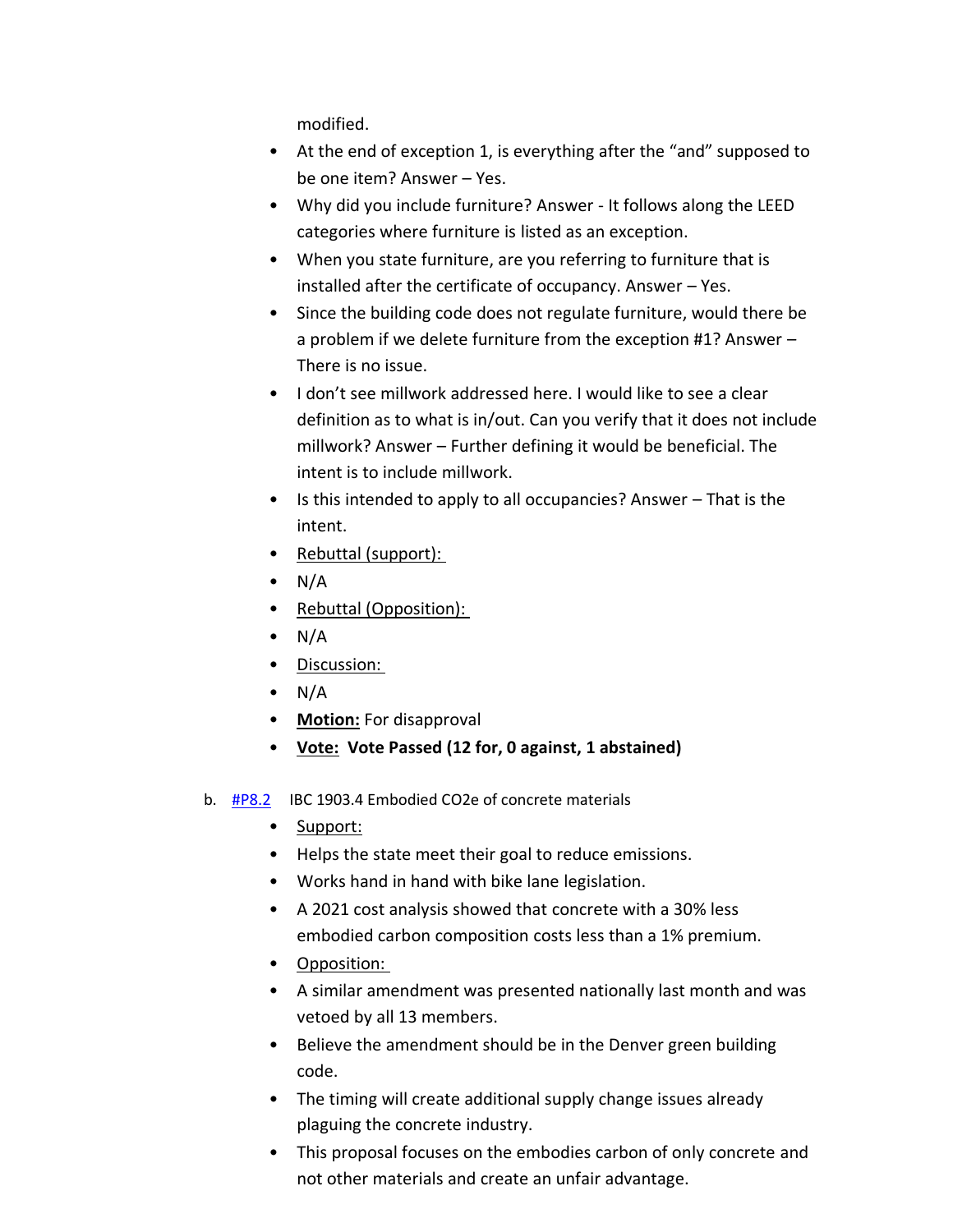modified.

- At the end of exception 1, is everything after the "and" supposed to be one item? Answer – Yes.
- Why did you include furniture? Answer - It follows along the LEED categories where furniture is listed as an exception.
- When you state furniture, are you referring to furniture that is installed after the certificate of occupancy. Answer – Yes.
- Since the building code does not regulate furniture, would there be a problem if we delete furniture from the exception #1? Answer – There is no issue.
- I don't see millwork addressed here. I would like to see a clear definition as to what is in/out. Can you verify that it does not include millwork? Answer – Further defining it would be beneficial. The intent is to include millwork.
- Is this intended to apply to all occupancies? Answer – That is the intent.
- <u>Rebuttal (support):</u>
- N/A
- <u>Rebuttal (Opposition):</u>
- N/A
- <u>Discussion:</u>
- N/A
- **<u>Motion:</u>** For disapproval
- **<u>Vote:</u> Vote Passed (12 for, 0 against, 1 abstained)**

b. #P8.2 IBC 1903.4 Embodied CO2e of concrete materials

- <u>Support:</u>
- Helps the state meet their goal to reduce emissions.
- Works hand in hand with bike lane legislation.
- A 2021 cost analysis showed that concrete with a 30% less embodied carbon composition costs less than a 1% premium.
- <u>Opposition:</u>
- A similar amendment was presented nationally last month and was vetoed by all 13 members.
- Believe the amendment should be in the Denver green building code.
- The timing will create additional supply change issues already plaguing the concrete industry.
- This proposal focuses on the embodies carbon of only concrete and not other materials and create an unfair advantage.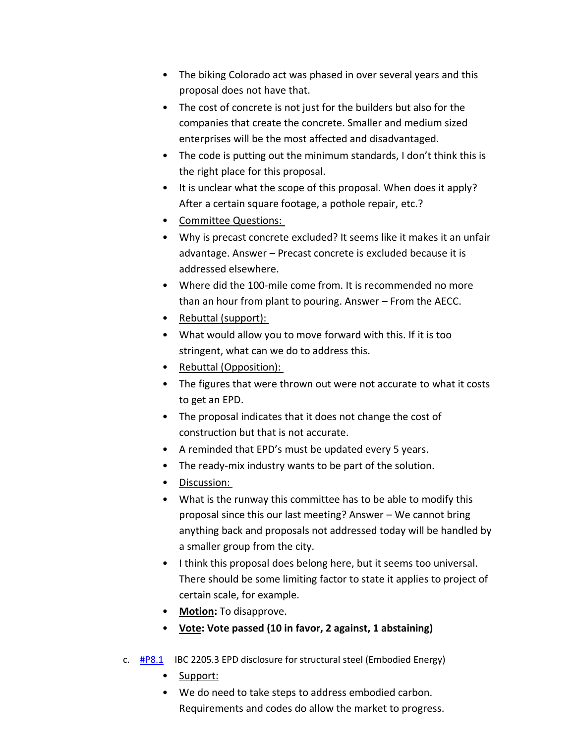- The biking Colorado act was phased in over several years and this proposal does not have that.
- The cost of concrete is not just for the builders but also for the companies that create the concrete. Smaller and medium sized enterprises will be the most affected and disadvantaged.
- The code is putting out the minimum standards, I don't think this is the right place for this proposal.
- It is unclear what the scope of this proposal. When does it apply? After a certain square footage, a pothole repair, etc.?
- Committee Questions:
- Why is precast concrete excluded? It seems like it makes it an unfair advantage. Answer – Precast concrete is excluded because it is addressed elsewhere.
- Where did the 100-mile come from. It is recommended no more than an hour from plant to pouring. Answer – From the AECC.
- Rebuttal (support):
- What would allow you to move forward with this. If it is too stringent, what can we do to address this.
- Rebuttal (Opposition):
- The figures that were thrown out were not accurate to what it costs to get an EPD.
- The proposal indicates that it does not change the cost of construction but that is not accurate.
- A reminded that EPD's must be updated every 5 years.
- The ready-mix industry wants to be part of the solution.
- Discussion:
- What is the runway this committee has to be able to modify this proposal since this our last meeting? Answer – We cannot bring anything back and proposals not addressed today will be handled by a smaller group from the city.
- I think this proposal does belong here, but it seems too universal. There should be some limiting factor to state it applies to project of certain scale, for example.
- **Motion:** To disapprove.
- **Vote: Vote passed (10 in favor, 2 against, 1 abstaining)**

c. #P8.1 IBC 2205.3 EPD disclosure for structural steel (Embodied Energy)

- Support:
- We do need to take steps to address embodied carbon. Requirements and codes do allow the market to progress.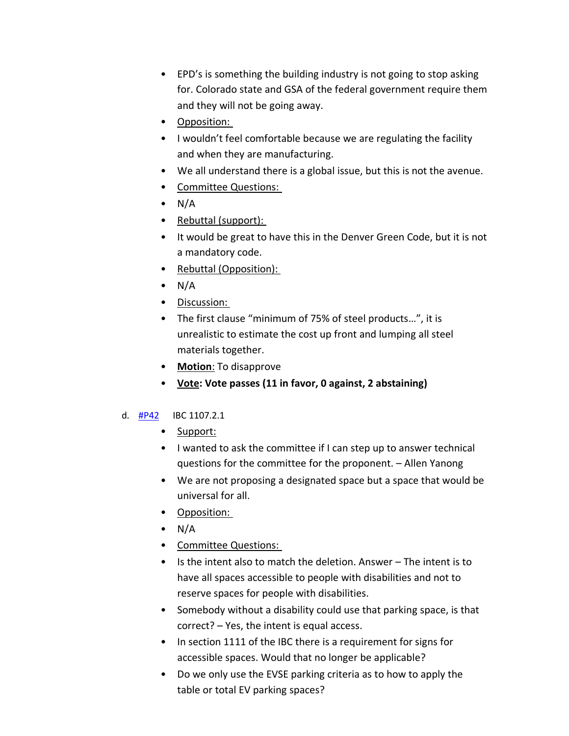- EPD's is something the building industry is not going to stop asking for. Colorado state and GSA of the federal government require them and they will not be going away.
- Opposition:
- I wouldn't feel comfortable because we are regulating the facility and when they are manufacturing.
- We all understand there is a global issue, but this is not the avenue.
- Committee Questions:
- N/A
- Rebuttal (support):
- It would be great to have this in the Denver Green Code, but it is not a mandatory code.
- Rebuttal (Opposition):
- N/A
- Discussion:
- The first clause "minimum of 75% of steel products…", it is unrealistic to estimate the cost up front and lumping all steel materials together.
- **Motion**: To disapprove
- **Vote: Vote passes (11 in favor, 0 against, 2 abstaining)**

d. #P42 IBC 1107.2.1

- Support:
- I wanted to ask the committee if I can step up to answer technical questions for the committee for the proponent. – Allen Yanong
- We are not proposing a designated space but a space that would be universal for all.
- Opposition:
- N/A
- Committee Questions:
- Is the intent also to match the deletion. Answer – The intent is to have all spaces accessible to people with disabilities and not to reserve spaces for people with disabilities.
- Somebody without a disability could use that parking space, is that correct? – Yes, the intent is equal access.
- In section 1111 of the IBC there is a requirement for signs for accessible spaces. Would that no longer be applicable?
- Do we only use the EVSE parking criteria as to how to apply the table or total EV parking spaces?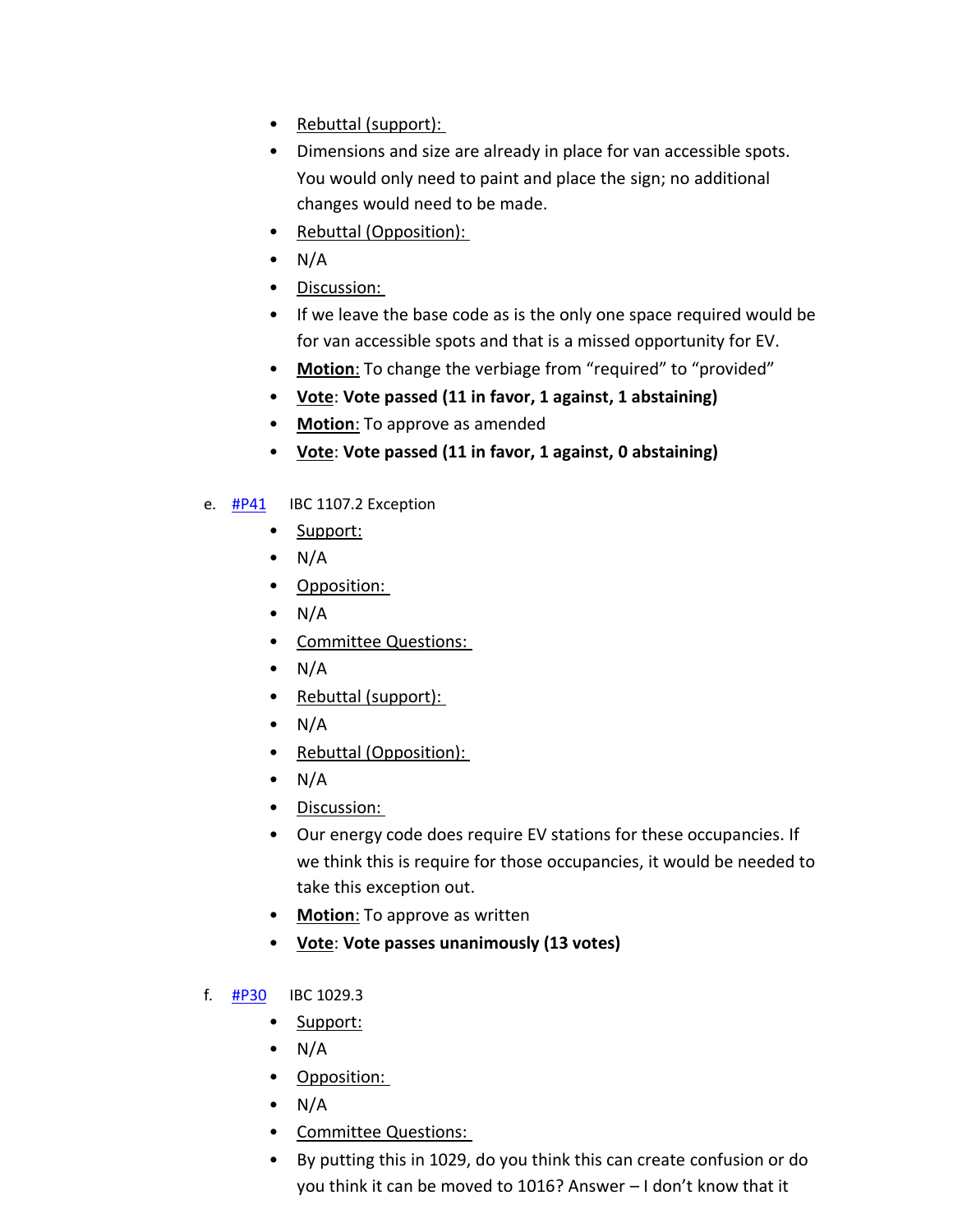- Rebuttal (support):
- Dimensions and size are already in place for van accessible spots. You would only need to paint and place the sign; no additional changes would need to be made.
- Rebuttal (Opposition):
- N/A
- Discussion:
- If we leave the base code as is the only one space required would be for van accessible spots and that is a missed opportunity for EV.
- **Motion**: To change the verbiage from "required" to "provided"
- **Vote**: **Vote passed (11 in favor, 1 against, 1 abstaining)**
- **Motion**: To approve as amended
- **Vote**: **Vote passed (11 in favor, 1 against, 0 abstaining)**

e. #P41 IBC 1107.2 Exception

- Support:
- N/A
- Opposition:
- N/A
- Committee Questions:
- N/A
- Rebuttal (support):
- N/A
- Rebuttal (Opposition):
- N/A
- Discussion:
- Our energy code does require EV stations for these occupancies. If we think this is require for those occupancies, it would be needed to take this exception out.
- **Motion**: To approve as written
- **Vote**: **Vote passes unanimously (13 votes)**

f. #P30 IBC 1029.3

- Support:
- N/A
- Opposition:
- N/A
- Committee Questions:
- By putting this in 1029, do you think this can create confusion or do you think it can be moved to 1016? Answer – I don't know that it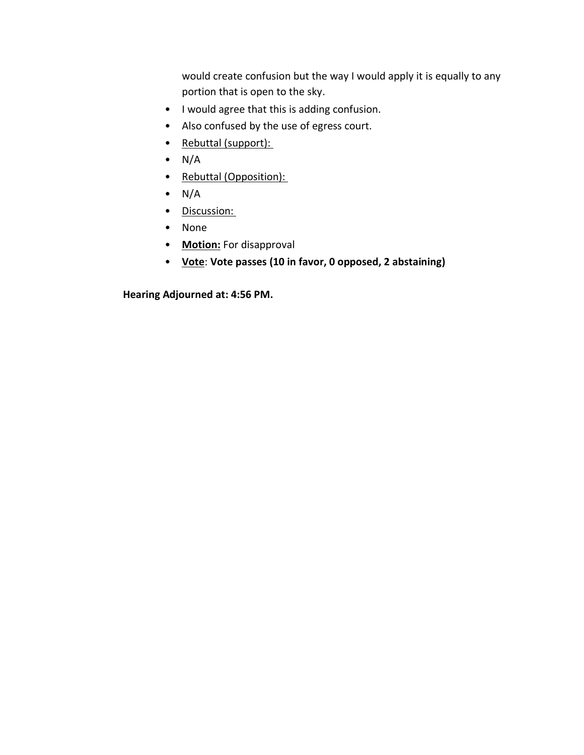would create confusion but the way I would apply it is equally to any portion that is open to the sky.

- I would agree that this is adding confusion.
- Also confused by the use of egress court.
- Rebuttal (support):
- N/A
- Rebuttal (Opposition):
- N/A
- Discussion:
- None
- **Motion:** For disapproval
- **Vote**: **Vote passes (10 in favor, 0 opposed, 2 abstaining)**

**Hearing Adjourned at: 4:56 PM.**